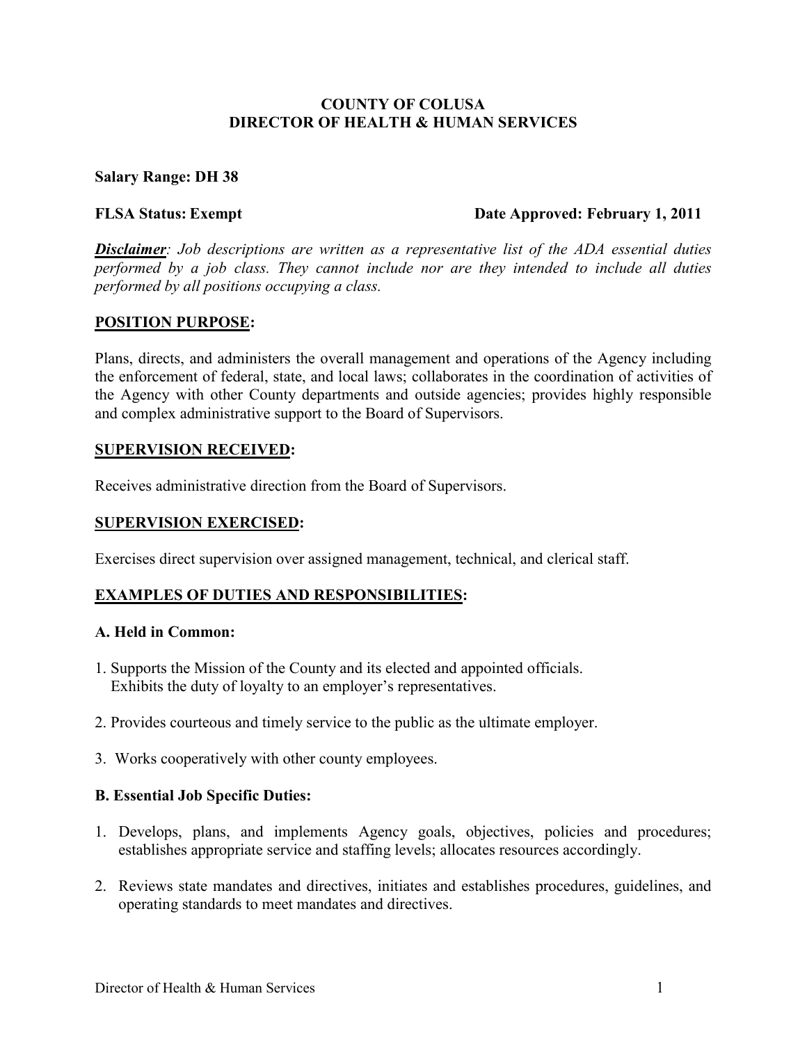# COUNTY OF COLUSA
# DIRECTOR OF HEALTH & HUMAN SERVICES

**Salary Range: DH 38**

**FLSA Status: Exempt** **Date Approved: February 1, 2011**

***Disclaimer****: Job descriptions are written as a representative list of the ADA essential duties performed by a job class. They cannot include nor are they intended to include all duties performed by all positions occupying a class.*

## POSITION PURPOSE:

Plans, directs, and administers the overall management and operations of the Agency including the enforcement of federal, state, and local laws; collaborates in the coordination of activities of the Agency with other County departments and outside agencies; provides highly responsible and complex administrative support to the Board of Supervisors.

## SUPERVISION RECEIVED:

Receives administrative direction from the Board of Supervisors.

## SUPERVISION EXERCISED:

Exercises direct supervision over assigned management, technical, and clerical staff.

## EXAMPLES OF DUTIES AND RESPONSIBILITIES:

### A. Held in Common:

1. Supports the Mission of the County and its elected and appointed officials. Exhibits the duty of loyalty to an employer's representatives.

2. Provides courteous and timely service to the public as the ultimate employer.

3. Works cooperatively with other county employees.

### B. Essential Job Specific Duties:

1. Develops, plans, and implements Agency goals, objectives, policies and procedures; establishes appropriate service and staffing levels; allocates resources accordingly.

2. Reviews state mandates and directives, initiates and establishes procedures, guidelines, and operating standards to meet mandates and directives.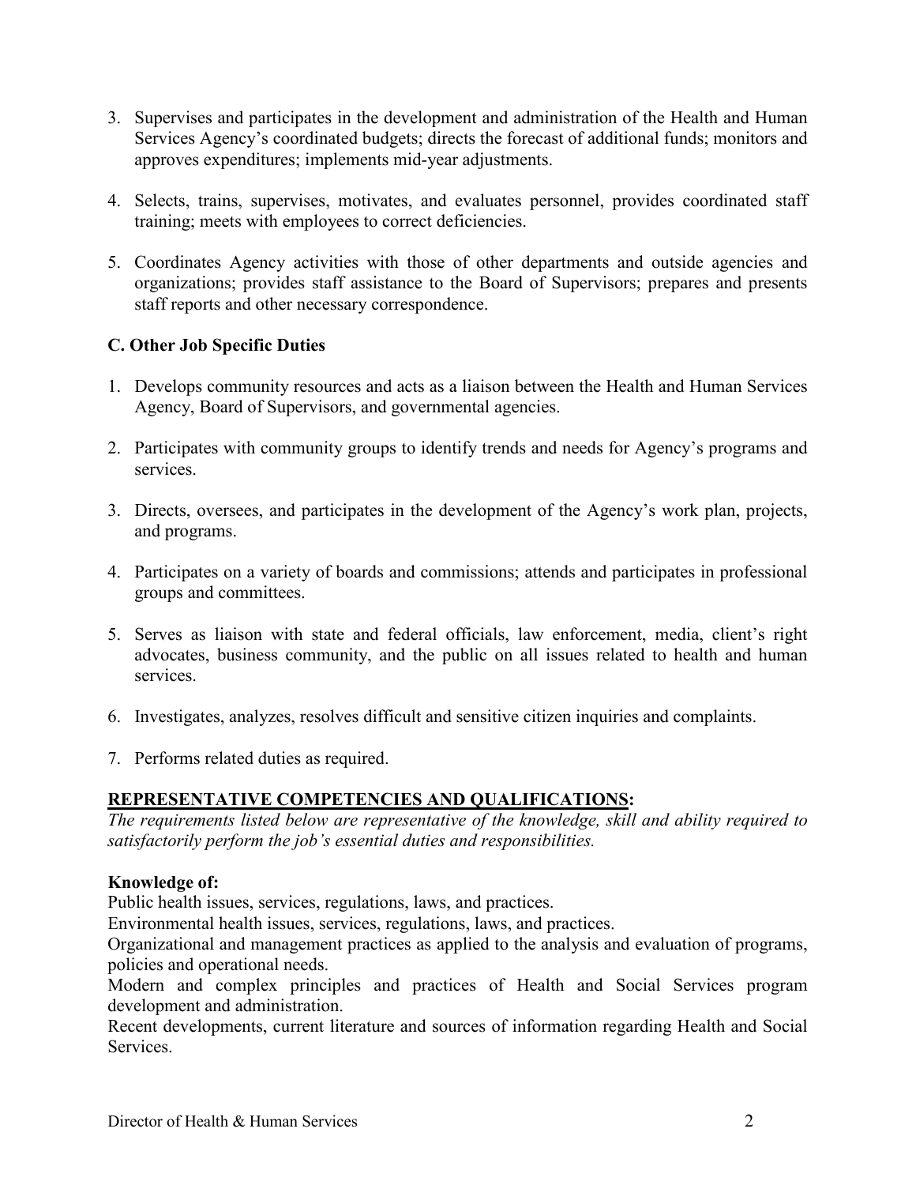3. Supervises and participates in the development and administration of the Health and Human Services Agency's coordinated budgets; directs the forecast of additional funds; monitors and approves expenditures; implements mid-year adjustments.

4. Selects, trains, supervises, motivates, and evaluates personnel, provides coordinated staff training; meets with employees to correct deficiencies.

5. Coordinates Agency activities with those of other departments and outside agencies and organizations; provides staff assistance to the Board of Supervisors; prepares and presents staff reports and other necessary correspondence.

### C. Other Job Specific Duties

1. Develops community resources and acts as a liaison between the Health and Human Services Agency, Board of Supervisors, and governmental agencies.

2. Participates with community groups to identify trends and needs for Agency's programs and services.

3. Directs, oversees, and participates in the development of the Agency's work plan, projects, and programs.

4. Participates on a variety of boards and commissions; attends and participates in professional groups and committees.

5. Serves as liaison with state and federal officials, law enforcement, media, client's right advocates, business community, and the public on all issues related to health and human services.

6. Investigates, analyzes, resolves difficult and sensitive citizen inquiries and complaints.

7. Performs related duties as required.

## REPRESENTATIVE COMPETENCIES AND QUALIFICATIONS:

*The requirements listed below are representative of the knowledge, skill and ability required to satisfactorily perform the job's essential duties and responsibilities.*

**Knowledge of:**

Public health issues, services, regulations, laws, and practices.

Environmental health issues, services, regulations, laws, and practices.

Organizational and management practices as applied to the analysis and evaluation of programs, policies and operational needs.

Modern and complex principles and practices of Health and Social Services program development and administration.

Recent developments, current literature and sources of information regarding Health and Social Services.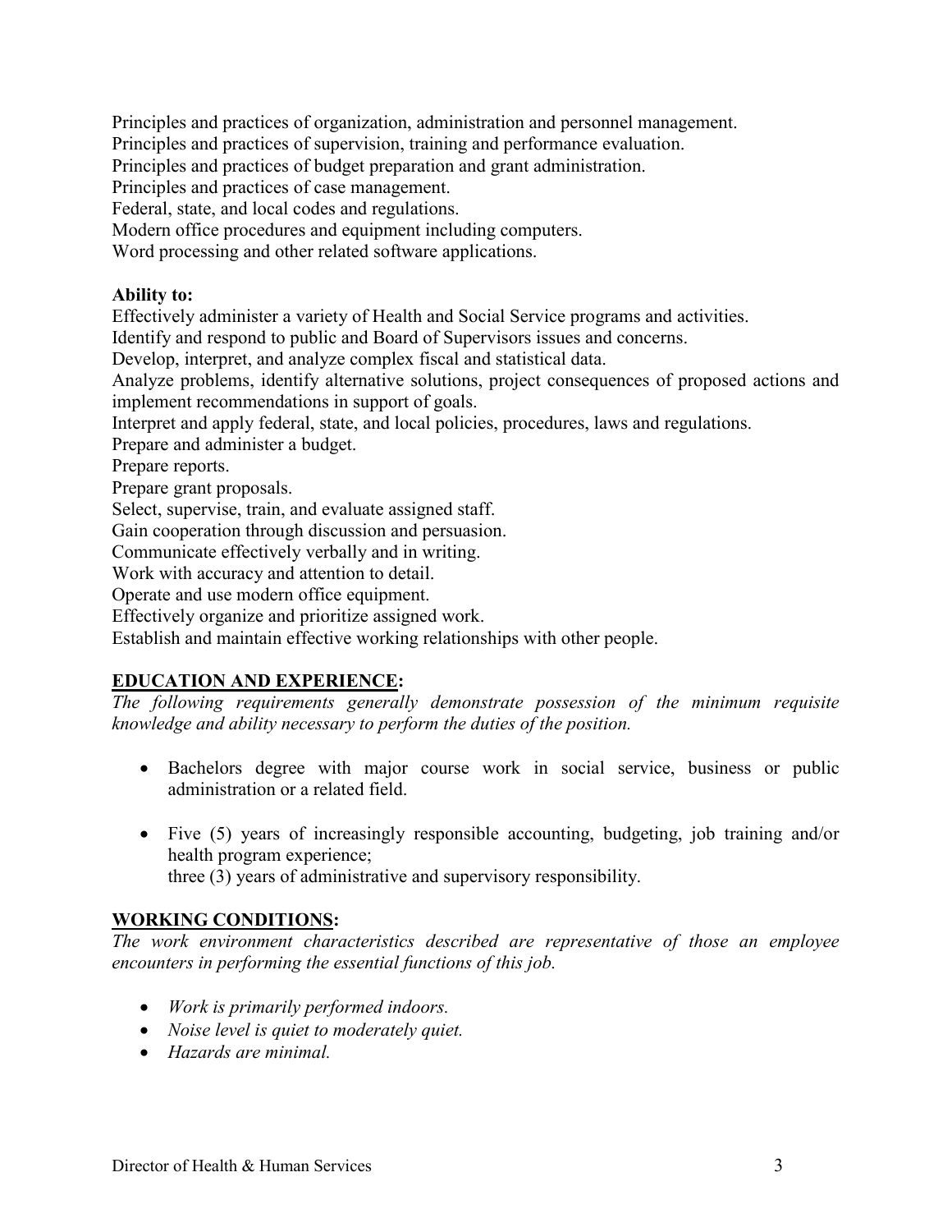Principles and practices of organization, administration and personnel management.
Principles and practices of supervision, training and performance evaluation.
Principles and practices of budget preparation and grant administration.
Principles and practices of case management.
Federal, state, and local codes and regulations.
Modern office procedures and equipment including computers.
Word processing and other related software applications.

**Ability to:**
Effectively administer a variety of Health and Social Service programs and activities.
Identify and respond to public and Board of Supervisors issues and concerns.
Develop, interpret, and analyze complex fiscal and statistical data.
Analyze problems, identify alternative solutions, project consequences of proposed actions and implement recommendations in support of goals.
Interpret and apply federal, state, and local policies, procedures, laws and regulations.
Prepare and administer a budget.
Prepare reports.
Prepare grant proposals.
Select, supervise, train, and evaluate assigned staff.
Gain cooperation through discussion and persuasion.
Communicate effectively verbally and in writing.
Work with accuracy and attention to detail.
Operate and use modern office equipment.
Effectively organize and prioritize assigned work.
Establish and maintain effective working relationships with other people.

## EDUCATION AND EXPERIENCE:

*The following requirements generally demonstrate possession of the minimum requisite knowledge and ability necessary to perform the duties of the position.*

- Bachelors degree with major course work in social service, business or public administration or a related field.
- Five (5) years of increasingly responsible accounting, budgeting, job training and/or health program experience;
  three (3) years of administrative and supervisory responsibility.

## WORKING CONDITIONS:

*The work environment characteristics described are representative of those an employee encounters in performing the essential functions of this job.*

- *Work is primarily performed indoors.*
- *Noise level is quiet to moderately quiet.*
- *Hazards are minimal.*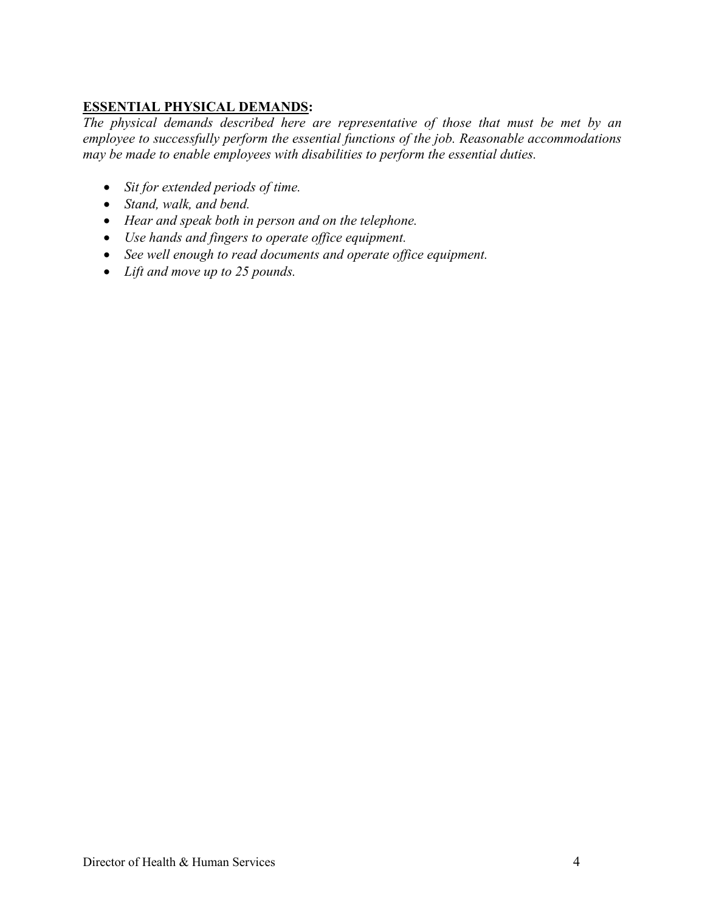**ESSENTIAL PHYSICAL DEMANDS:**

*The physical demands described here are representative of those that must be met by an employee to successfully perform the essential functions of the job. Reasonable accommodations may be made to enable employees with disabilities to perform the essential duties.*

- *Sit for extended periods of time.*
- *Stand, walk, and bend.*
- *Hear and speak both in person and on the telephone.*
- *Use hands and fingers to operate office equipment.*
- *See well enough to read documents and operate office equipment.*
- *Lift and move up to 25 pounds.*